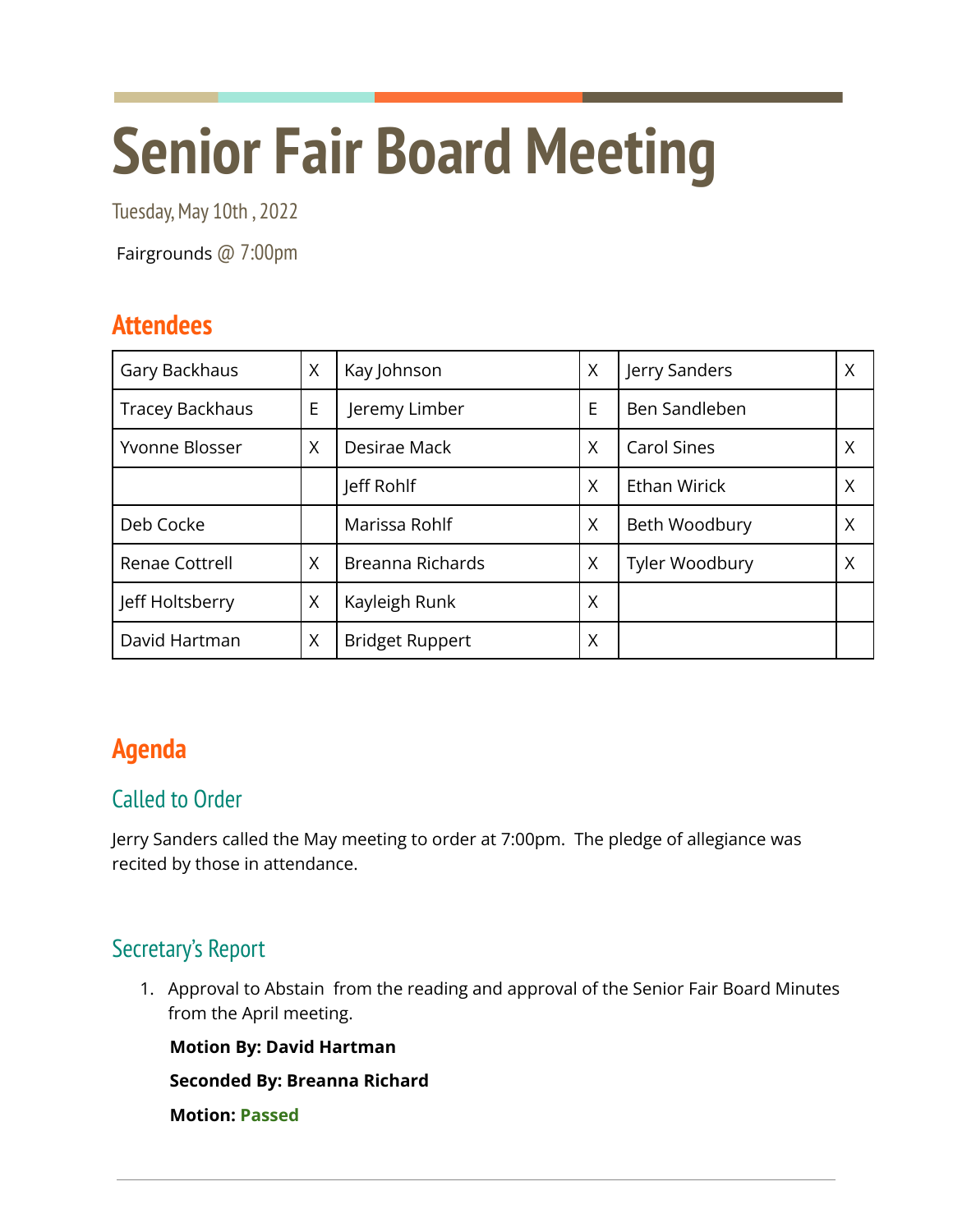# Senior Fair Board Meeting

Tuesday, May 10th , 2022

Fairgrounds @ 7:00pm

## Attendees

| Gary Backhaus | X | Kay Johnson | X | Jerry Sanders | X |
|---|---|---|---|---|---|
| Tracey Backhaus | E | Jeremy Limber | E | Ben Sandleben | |
| Yvonne Blosser | X | Desirae Mack | X | Carol Sines | X |
| | | Jeff Rohlf | X | Ethan Wirick | X |
| Deb Cocke | | Marissa Rohlf | X | Beth Woodbury | X |
| Renae Cottrell | X | Breanna Richards | X | Tyler Woodbury | X |
| Jeff Holtsberry | X | Kayleigh Runk | X | | |
| David Hartman | X | Bridget Ruppert | X | | |

## Agenda

### Called to Order

Jerry Sanders called the May meeting to order at 7:00pm. The pledge of allegiance was recited by those in attendance.

### Secretary's Report

1. Approval to Abstain from the reading and approval of the Senior Fair Board Minutes from the April meeting.

   **Motion By: David Hartman**

   **Seconded By: Breanna Richard**

   **Motion: Passed**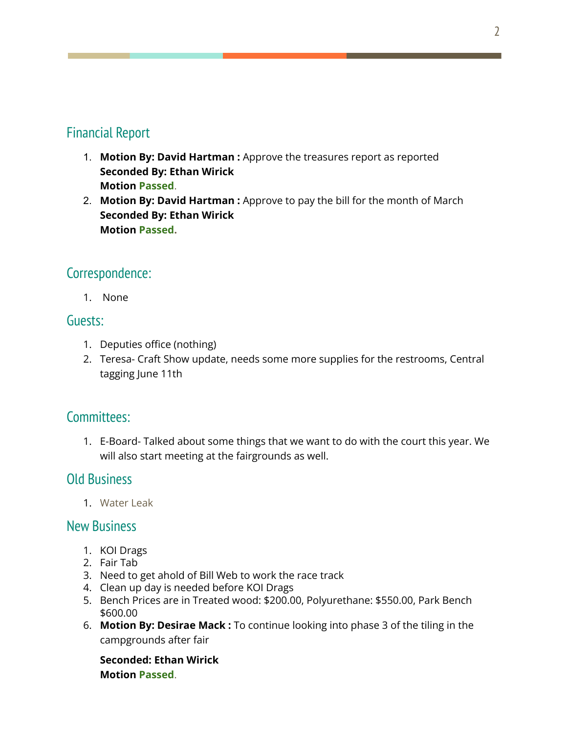## Financial Report

1. **Motion By: David Hartman :** Approve the treasures report as reported
   **Seconded By: Ethan Wirick**
   **Motion Passed**.
2. **Motion By: David Hartman :** Approve to pay the bill for the month of March
   **Seconded By: Ethan Wirick**
   **Motion Passed.**

## Correspondence:

1. None

## Guests:

1. Deputies office (nothing)
2. Teresa- Craft Show update, needs some more supplies for the restrooms, Central tagging June 11th

## Committees:

1. E-Board- Talked about some things that we want to do with the court this year. We will also start meeting at the fairgrounds as well.

## Old Business

1. Water Leak

## New Business

1. KOI Drags
2. Fair Tab
3. Need to get ahold of Bill Web to work the race track
4. Clean up day is needed before KOI Drags
5. Bench Prices are in Treated wood: $200.00, Polyurethane: $550.00, Park Bench $600.00
6. **Motion By: Desirae Mack :** To continue looking into phase 3 of the tiling in the campgrounds after fair

   **Seconded: Ethan Wirick**
   **Motion Passed**.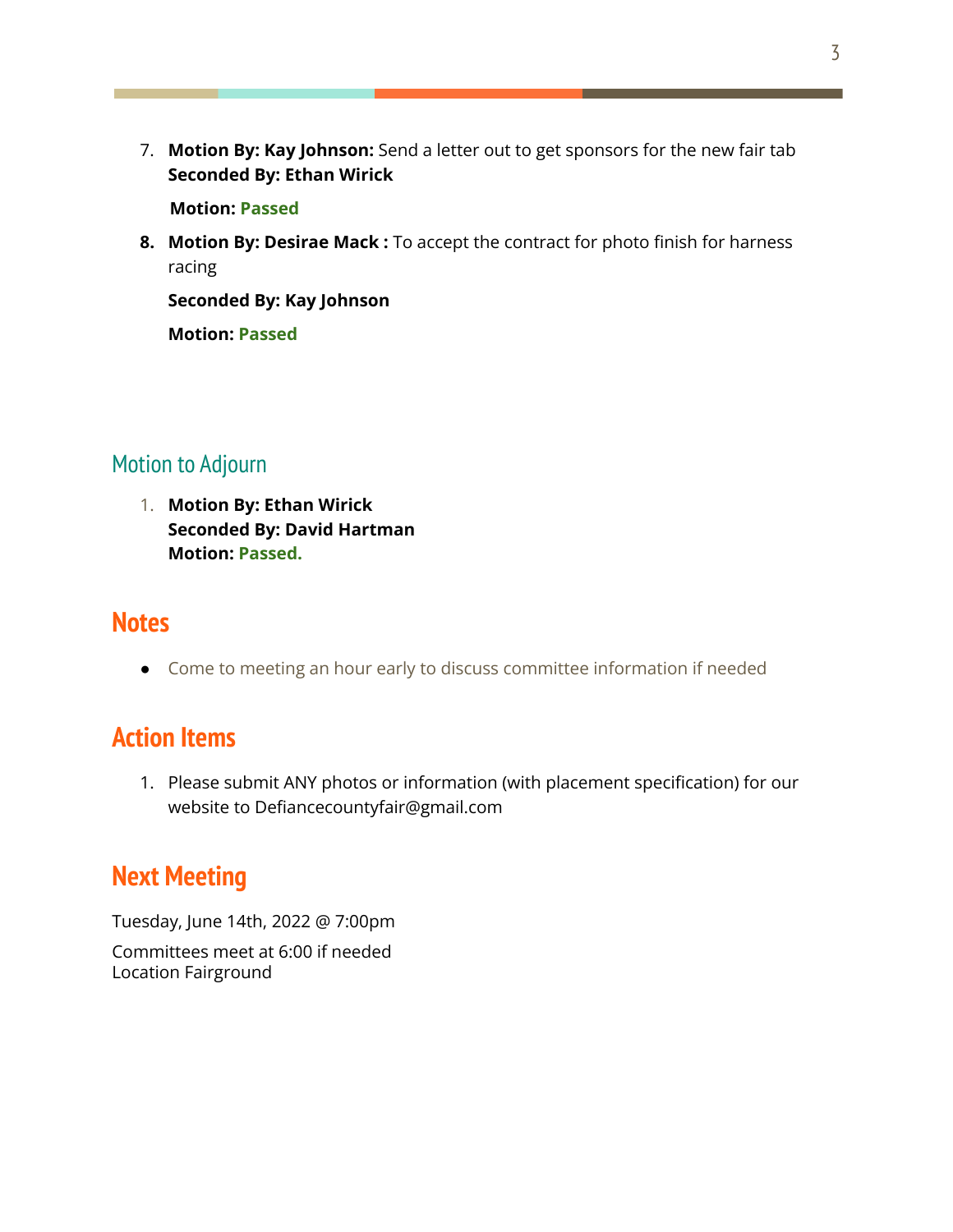7. **Motion By: Kay Johnson:** Send a letter out to get sponsors for the new fair tab
   **Seconded By: Ethan Wirick**

   **Motion: Passed**

8. **Motion By: Desirae Mack :** To accept the contract for photo finish for harness racing

   **Seconded By: Kay Johnson**

   **Motion: Passed**

### Motion to Adjourn

1. **Motion By: Ethan Wirick**
   **Seconded By: David Hartman**
   **Motion: Passed.**

## Notes

- Come to meeting an hour early to discuss committee information if needed

## Action Items

1. Please submit ANY photos or information (with placement specification) for our website to Defiancecountyfair@gmail.com

## Next Meeting

Tuesday, June 14th, 2022 @ 7:00pm

Committees meet at 6:00 if needed
Location Fairground